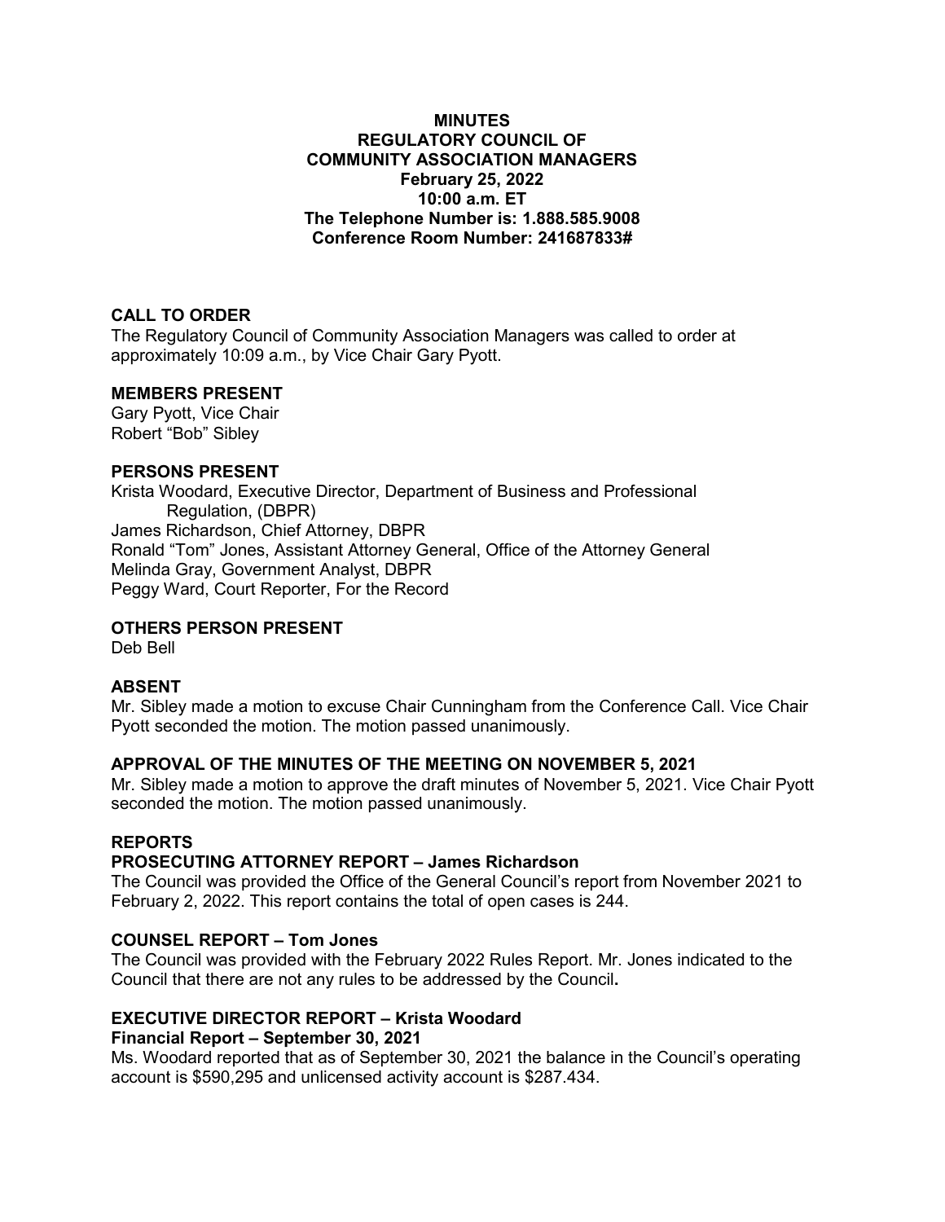# MINUTES
# REGULATORY COUNCIL OF COMMUNITY ASSOCIATION MANAGERS
**February 25, 2022**
**10:00 a.m. ET**
**The Telephone Number is: 1.888.585.9008**
**Conference Room Number: 241687833#**

## CALL TO ORDER

The Regulatory Council of Community Association Managers was called to order at approximately 10:09 a.m., by Vice Chair Gary Pyott.

## MEMBERS PRESENT

Gary Pyott, Vice Chair
Robert "Bob" Sibley

## PERSONS PRESENT

Krista Woodard, Executive Director, Department of Business and Professional Regulation, (DBPR)
James Richardson, Chief Attorney, DBPR
Ronald "Tom" Jones, Assistant Attorney General, Office of the Attorney General
Melinda Gray, Government Analyst, DBPR
Peggy Ward, Court Reporter, For the Record

## OTHERS PERSON PRESENT

Deb Bell

## ABSENT

Mr. Sibley made a motion to excuse Chair Cunningham from the Conference Call. Vice Chair Pyott seconded the motion. The motion passed unanimously.

## APPROVAL OF THE MINUTES OF THE MEETING ON NOVEMBER 5, 2021

Mr. Sibley made a motion to approve the draft minutes of November 5, 2021. Vice Chair Pyott seconded the motion. The motion passed unanimously.

## REPORTS

### PROSECUTING ATTORNEY REPORT – James Richardson

The Council was provided the Office of the General Council's report from November 2021 to February 2, 2022. This report contains the total of open cases is 244.

### COUNSEL REPORT – Tom Jones

The Council was provided with the February 2022 Rules Report. Mr. Jones indicated to the Council that there are not any rules to be addressed by the Council.

### EXECUTIVE DIRECTOR REPORT – Krista Woodard

**Financial Report – September 30, 2021**

Ms. Woodard reported that as of September 30, 2021 the balance in the Council's operating account is $590,295 and unlicensed activity account is $287.434.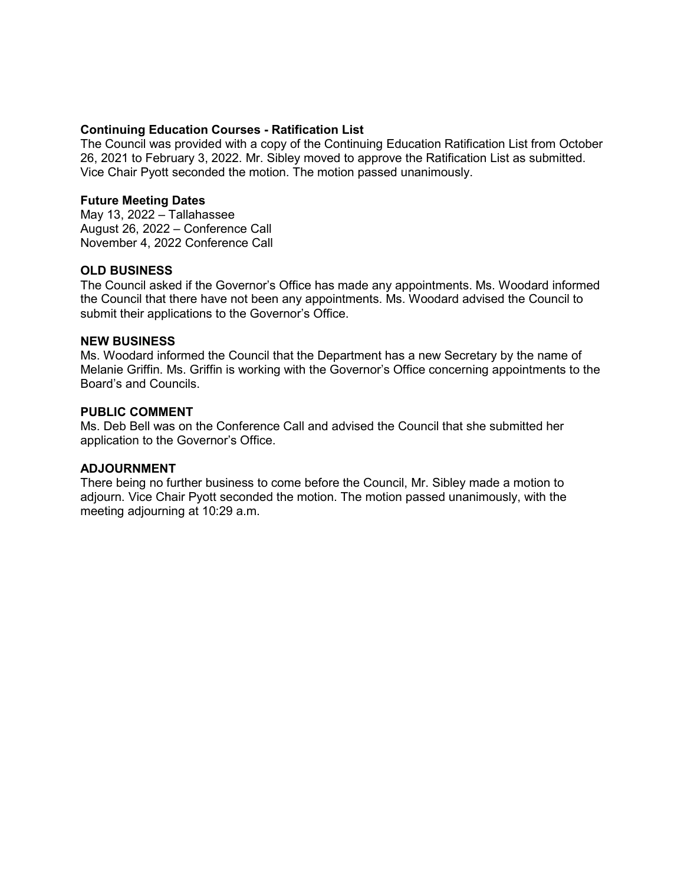**Continuing Education Courses - Ratification List**

The Council was provided with a copy of the Continuing Education Ratification List from October 26, 2021 to February 3, 2022. Mr. Sibley moved to approve the Ratification List as submitted. Vice Chair Pyott seconded the motion. The motion passed unanimously.

**Future Meeting Dates**

May 13, 2022 – Tallahassee
August 26, 2022 – Conference Call
November 4, 2022 Conference Call

**OLD BUSINESS**

The Council asked if the Governor's Office has made any appointments. Ms. Woodard informed the Council that there have not been any appointments. Ms. Woodard advised the Council to submit their applications to the Governor's Office.

**NEW BUSINESS**

Ms. Woodard informed the Council that the Department has a new Secretary by the name of Melanie Griffin. Ms. Griffin is working with the Governor's Office concerning appointments to the Board's and Councils.

**PUBLIC COMMENT**

Ms. Deb Bell was on the Conference Call and advised the Council that she submitted her application to the Governor's Office.

**ADJOURNMENT**

There being no further business to come before the Council, Mr. Sibley made a motion to adjourn. Vice Chair Pyott seconded the motion. The motion passed unanimously, with the meeting adjourning at 10:29 a.m.